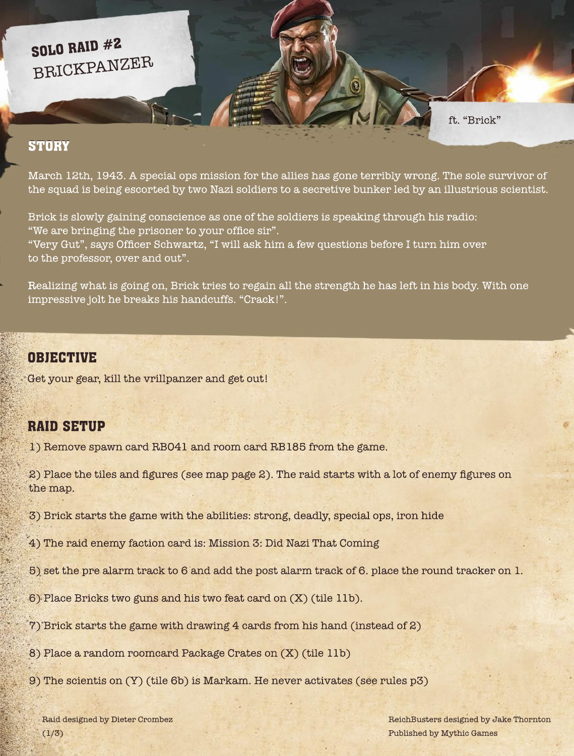# SOLO RAID #2
# BRICKPANZER

ft. "Brick"

## STORY

March 12th, 1943. A special ops mission for the allies has gone terribly wrong. The sole survivor of the squad is being escorted by two Nazi soldiers to a secretive bunker led by an illustrious scientist.

Brick is slowly gaining conscience as one of the soldiers is speaking through his radio:
"We are bringing the prisoner to your office sir".
"Very Gut", says Officer Schwartz, "I will ask him a few questions before I turn him over to the professor, over and out".

Realizing what is going on, Brick tries to regain all the strength he has left in his body. With one impressive jolt he breaks his handcuffs. "Crack!".

## OBJECTIVE

Get your gear, kill the vrillpanzer and get out!

## RAID SETUP

1) Remove spawn card RB041 and room card RB185 from the game.

2) Place the tiles and figures (see map page 2). The raid starts with a lot of enemy figures on the map.

3) Brick starts the game with the abilities: strong, deadly, special ops, iron hide

4) The raid enemy faction card is: Mission 3: Did Nazi That Coming

5) set the pre alarm track to 6 and add the post alarm track of 6. place the round tracker on 1.

6) Place Bricks two guns and his two feat card on (X) (tile 11b).

7) Brick starts the game with drawing 4 cards from his hand (instead of 2)

8) Place a random roomcard Package Crates on (X) (tile 11b)

9) The scientis on (Y) (tile 6b) is Markam. He never activates (see rules p3)

Raid designed by Dieter Crombez

ReichBusters designed by Jake Thornton
Published by Mythic Games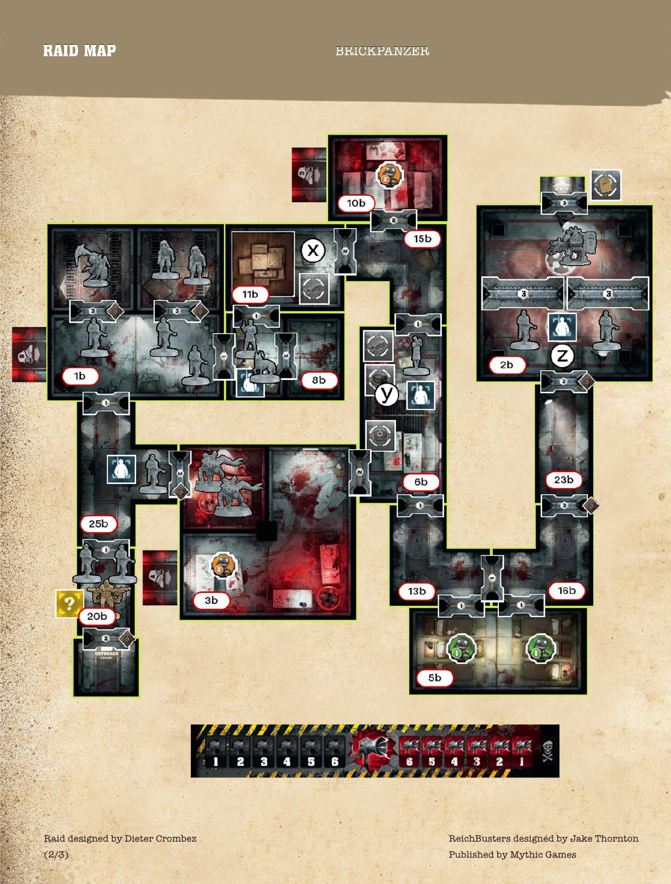# RAID MAP

BRICKPANZER

Raid designed by Dieter Crombez

ReichBusters designed by Jake Thornton

Published by Mythic Games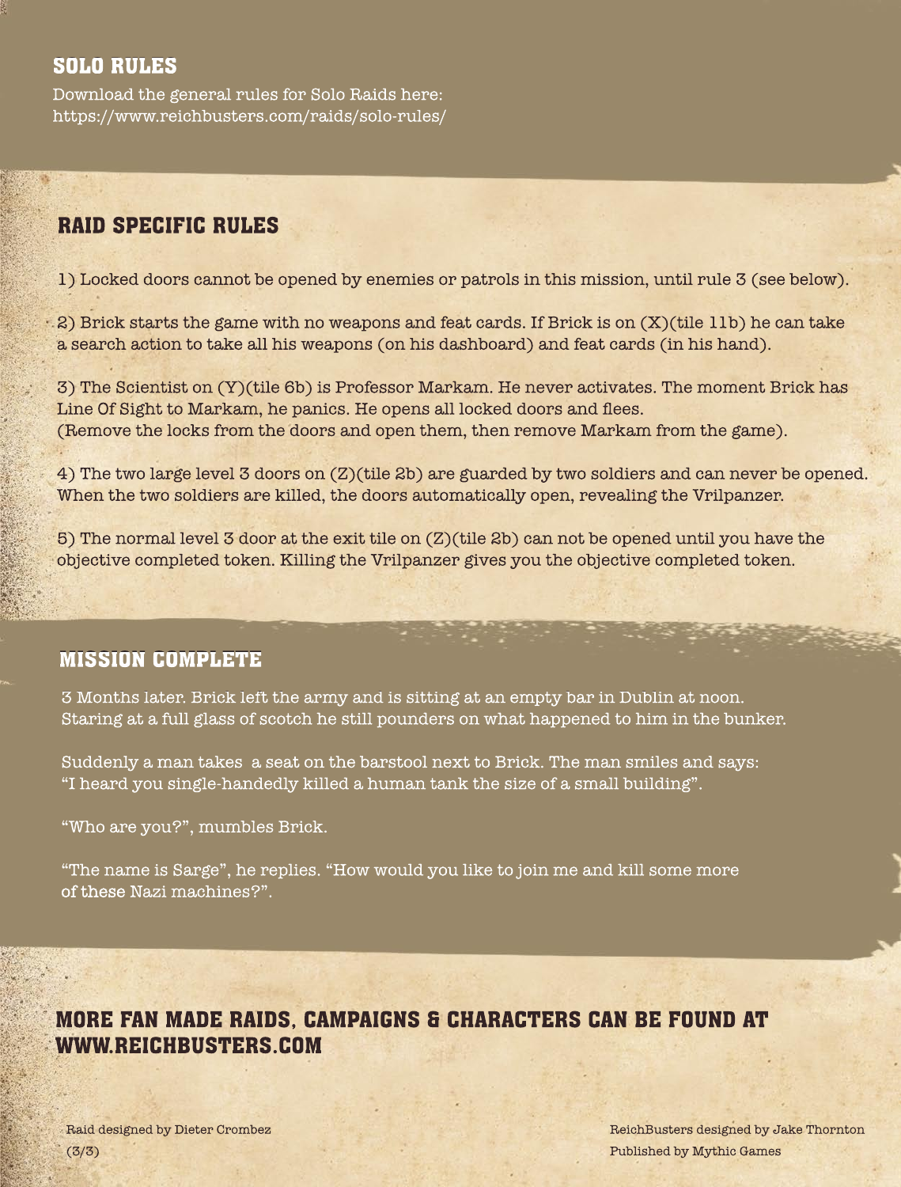## SOLO RULES

Download the general rules for Solo Raids here:
https://www.reichbusters.com/raids/solo-rules/

## RAID SPECIFIC RULES

1) Locked doors cannot be opened by enemies or patrols in this mission, until rule 3 (see below).

2) Brick starts the game with no weapons and feat cards. If Brick is on (X)(tile 11b) he can take a search action to take all his weapons (on his dashboard) and feat cards (in his hand).

3) The Scientist on (Y)(tile 6b) is Professor Markam. He never activates. The moment Brick has Line Of Sight to Markam, he panics. He opens all locked doors and flees.
(Remove the locks from the doors and open them, then remove Markam from the game).

4) The two large level 3 doors on (Z)(tile 2b) are guarded by two soldiers and can never be opened. When the two soldiers are killed, the doors automatically open, revealing the Vrilpanzer.

5) The normal level 3 door at the exit tile on (Z)(tile 2b) can not be opened until you have the objective completed token. Killing the Vrilpanzer gives you the objective completed token.

## MISSION COMPLETE

3 Months later. Brick left the army and is sitting at an empty bar in Dublin at noon.
Staring at a full glass of scotch he still pounders on what happened to him in the bunker.

Suddenly a man takes a seat on the barstool next to Brick. The man smiles and says:
"I heard you single-handedly killed a human tank the size of a small building".

"Who are you?", mumbles Brick.

"The name is Sarge", he replies. "How would you like to join me and kill some more of these Nazi machines?".

## MORE FAN MADE RAIDS, CAMPAIGNS & CHARACTERS CAN BE FOUND AT WWW.REICHBUSTERS.COM

Raid designed by Dieter Crombez

ReichBusters designed by Jake Thornton
Published by Mythic Games